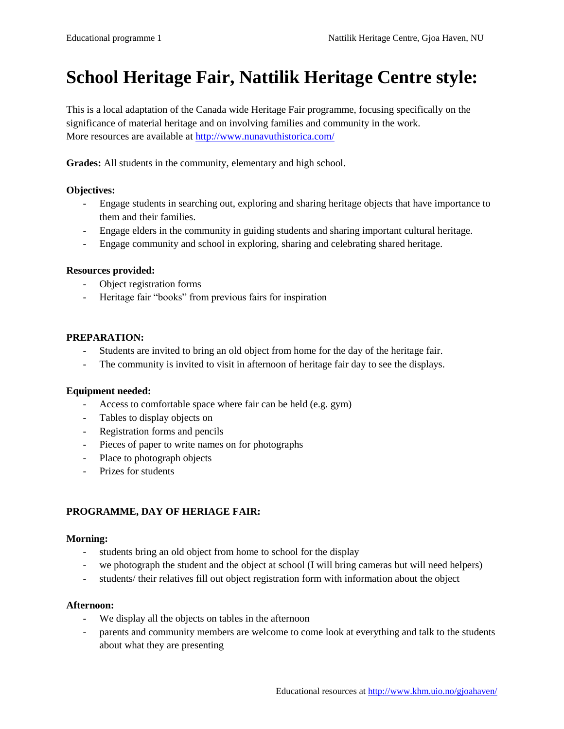# School Heritage Fair, Nattilik Heritage Centre style:

This is a local adaptation of the Canada wide Heritage Fair programme, focusing specifically on the significance of material heritage and on involving families and community in the work.
More resources are available at http://www.nunavuthistorica.com/

**Grades:** All students in the community, elementary and high school.

**Objectives:**

- Engage students in searching out, exploring and sharing heritage objects that have importance to them and their families.
- Engage elders in the community in guiding students and sharing important cultural heritage.
- Engage community and school in exploring, sharing and celebrating shared heritage.

**Resources provided:**

- Object registration forms
- Heritage fair "books" from previous fairs for inspiration

**PREPARATION:**

- Students are invited to bring an old object from home for the day of the heritage fair.
- The community is invited to visit in afternoon of heritage fair day to see the displays.

**Equipment needed:**

- Access to comfortable space where fair can be held (e.g. gym)
- Tables to display objects on
- Registration forms and pencils
- Pieces of paper to write names on for photographs
- Place to photograph objects
- Prizes for students

**PROGRAMME, DAY OF HERIAGE FAIR:**

**Morning:**

- students bring an old object from home to school for the display
- we photograph the student and the object at school (I will bring cameras but will need helpers)
- students/ their relatives fill out object registration form with information about the object

**Afternoon:**

- We display all the objects on tables in the afternoon
- parents and community members are welcome to come look at everything and talk to the students about what they are presenting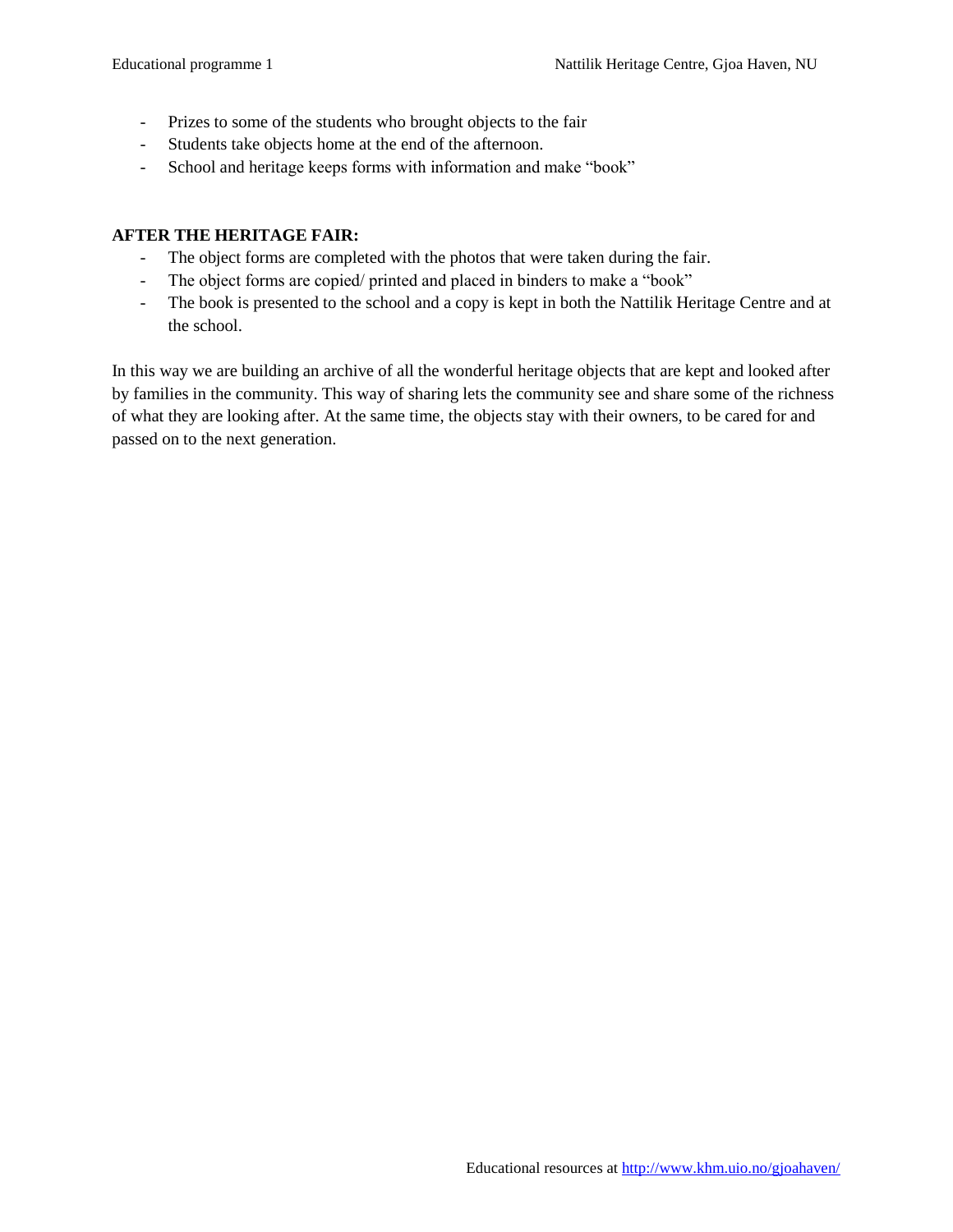- Prizes to some of the students who brought objects to the fair
- Students take objects home at the end of the afternoon.
- School and heritage keeps forms with information and make "book"

**AFTER THE HERITAGE FAIR:**

- The object forms are completed with the photos that were taken during the fair.
- The object forms are copied/ printed and placed in binders to make a "book"
- The book is presented to the school and a copy is kept in both the Nattilik Heritage Centre and at the school.

In this way we are building an archive of all the wonderful heritage objects that are kept and looked after by families in the community. This way of sharing lets the community see and share some of the richness of what they are looking after. At the same time, the objects stay with their owners, to be cared for and passed on to the next generation.